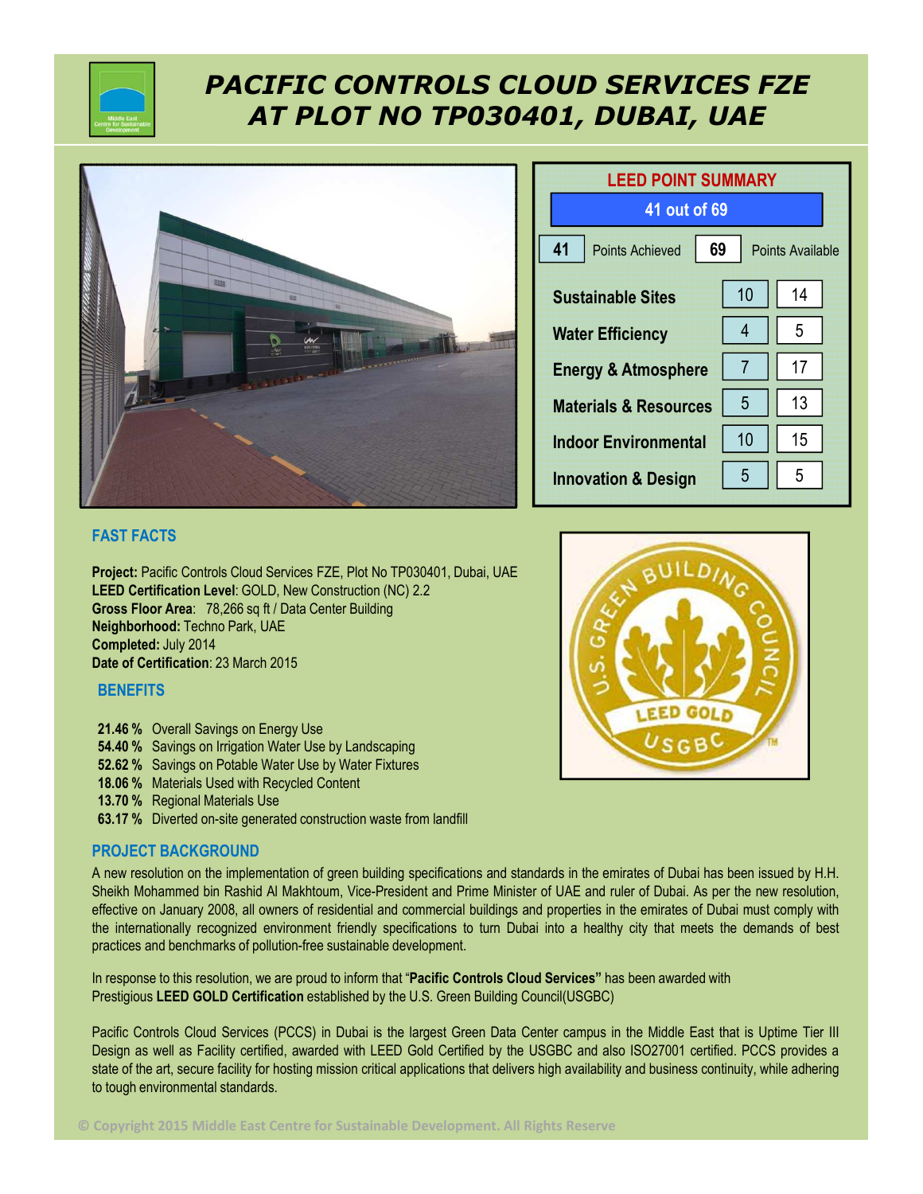# PACIFIC CONTROLS CLOUD SERVICES FZE AT PLOT NO TP030401, DUBAI, UAE

## LEED POINT SUMMARY

**41 out of 69**

| | Points Achieved | Points Available |
|---|---|---|
| **Total** | 41 | 69 |
| Sustainable Sites | 10 | 14 |
| Water Efficiency | 4 | 5 |
| Energy & Atmosphere | 7 | 17 |
| Materials & Resources | 5 | 13 |
| Indoor Environmental | 10 | 15 |
| Innovation & Design | 5 | 5 |

## FAST FACTS

**Project:** Pacific Controls Cloud Services FZE, Plot No TP030401, Dubai, UAE
**LEED Certification Level**: GOLD, New Construction (NC) 2.2
**Gross Floor Area**: 78,266 sq ft / Data Center Building
**Neighborhood:** Techno Park, UAE
**Completed:** July 2014
**Date of Certification**: 23 March 2015

## BENEFITS

- **21.46 %** Overall Savings on Energy Use
- **54.40 %** Savings on Irrigation Water Use by Landscaping
- **52.62 %** Savings on Potable Water Use by Water Fixtures
- **18.06 %** Materials Used with Recycled Content
- **13.70 %** Regional Materials Use
- **63.17 %** Diverted on-site generated construction waste from landfill

## PROJECT BACKGROUND

A new resolution on the implementation of green building specifications and standards in the emirates of Dubai has been issued by H.H. Sheikh Mohammed bin Rashid Al Makhtoum, Vice-President and Prime Minister of UAE and ruler of Dubai. As per the new resolution, effective on January 2008, all owners of residential and commercial buildings and properties in the emirates of Dubai must comply with the internationally recognized environment friendly specifications to turn Dubai into a healthy city that meets the demands of best practices and benchmarks of pollution-free sustainable development.

In response to this resolution, we are proud to inform that "**Pacific Controls Cloud Services"** has been awarded with Prestigious **LEED GOLD Certification** established by the U.S. Green Building Council(USGBC)

Pacific Controls Cloud Services (PCCS) in Dubai is the largest Green Data Center campus in the Middle East that is Uptime Tier III Design as well as Facility certified, awarded with LEED Gold Certified by the USGBC and also ISO27001 certified. PCCS provides a state of the art, secure facility for hosting mission critical applications that delivers high availability and business continuity, while adhering to tough environmental standards.

© Copyright 2015 Middle East Centre for Sustainable Development. All Rights Reserve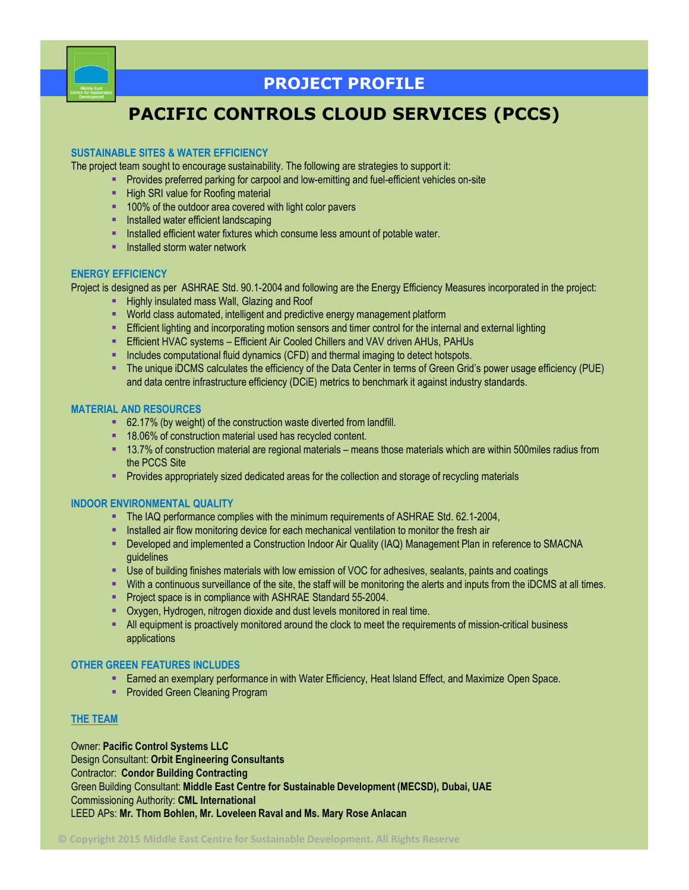# PROJECT PROFILE

## PACIFIC CONTROLS CLOUD SERVICES (PCCS)

### SUSTAINABLE SITES & WATER EFFICIENCY

The project team sought to encourage sustainability. The following are strategies to support it:

- Provides preferred parking for carpool and low-emitting and fuel-efficient vehicles on-site
- High SRI value for Roofing material
- 100% of the outdoor area covered with light color pavers
- Installed water efficient landscaping
- Installed efficient water fixtures which consume less amount of potable water.
- Installed storm water network

### ENERGY EFFICIENCY

Project is designed as per ASHRAE Std. 90.1-2004 and following are the Energy Efficiency Measures incorporated in the project:

- Highly insulated mass Wall, Glazing and Roof
- World class automated, intelligent and predictive energy management platform
- Efficient lighting and incorporating motion sensors and timer control for the internal and external lighting
- Efficient HVAC systems – Efficient Air Cooled Chillers and VAV driven AHUs, PAHUs
- Includes computational fluid dynamics (CFD) and thermal imaging to detect hotspots.
- The unique iDCMS calculates the efficiency of the Data Center in terms of Green Grid's power usage efficiency (PUE) and data centre infrastructure efficiency (DCiE) metrics to benchmark it against industry standards.

### MATERIAL AND RESOURCES

- 62.17% (by weight) of the construction waste diverted from landfill.
- 18.06% of construction material used has recycled content.
- 13.7% of construction material are regional materials – means those materials which are within 500miles radius from the PCCS Site
- Provides appropriately sized dedicated areas for the collection and storage of recycling materials

### INDOOR ENVIRONMENTAL QUALITY

- The IAQ performance complies with the minimum requirements of ASHRAE Std. 62.1-2004,
- Installed air flow monitoring device for each mechanical ventilation to monitor the fresh air
- Developed and implemented a Construction Indoor Air Quality (IAQ) Management Plan in reference to SMACNA guidelines
- Use of building finishes materials with low emission of VOC for adhesives, sealants, paints and coatings
- With a continuous surveillance of the site, the staff will be monitoring the alerts and inputs from the iDCMS at all times.
- Project space is in compliance with ASHRAE Standard 55-2004.
- Oxygen, Hydrogen, nitrogen dioxide and dust levels monitored in real time.
- All equipment is proactively monitored around the clock to meet the requirements of mission-critical business applications

### OTHER GREEN FEATURES INCLUDES

- Earned an exemplary performance in with Water Efficiency, Heat Island Effect, and Maximize Open Space.
- Provided Green Cleaning Program

### THE TEAM

Owner: **Pacific Control Systems LLC**
Design Consultant: **Orbit Engineering Consultants**
Contractor: **Condor Building Contracting**
Green Building Consultant: **Middle East Centre for Sustainable Development (MECSD), Dubai, UAE**
Commissioning Authority: **CML International**
LEED APs: **Mr. Thom Bohlen, Mr. Loveleen Raval and Ms. Mary Rose Anlacan**

© Copyright 2015 Middle East Centre for Sustainable Development. All Rights Reserve